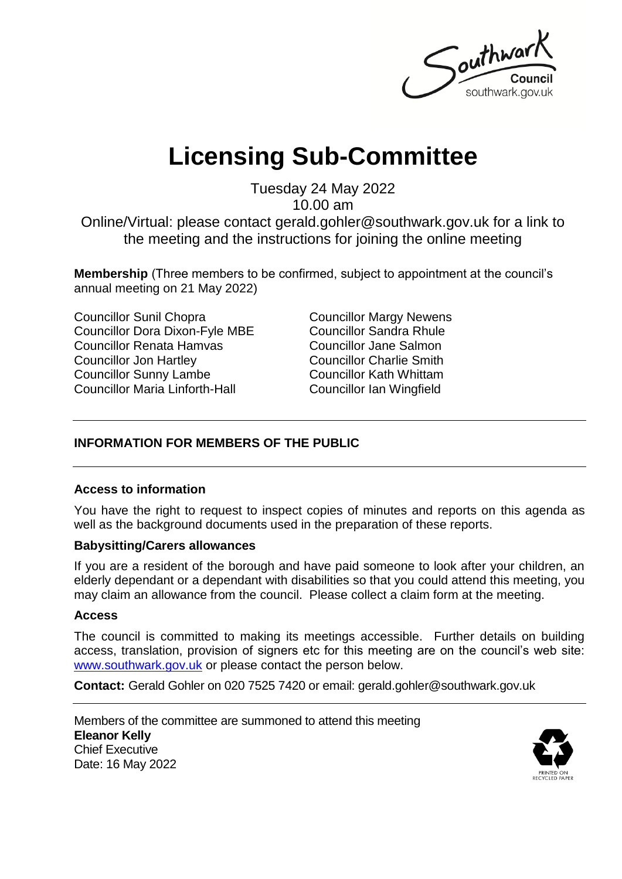# Licensing Sub-Committee

Tuesday 24 May 2022
10.00 am
Online/Virtual: please contact gerald.gohler@southwark.gov.uk for a link to the meeting and the instructions for joining the online meeting

**Membership** (Three members to be confirmed, subject to appointment at the council's annual meeting on 21 May 2022)

Councillor Sunil Chopra
Councillor Dora Dixon-Fyle MBE
Councillor Renata Hamvas
Councillor Jon Hartley
Councillor Sunny Lambe
Councillor Maria Linforth-Hall
Councillor Margy Newens
Councillor Sandra Rhule
Councillor Jane Salmon
Councillor Charlie Smith
Councillor Kath Whittam
Councillor Ian Wingfield

---

## INFORMATION FOR MEMBERS OF THE PUBLIC

---

### Access to information

You have the right to request to inspect copies of minutes and reports on this agenda as well as the background documents used in the preparation of these reports.

### Babysitting/Carers allowances

If you are a resident of the borough and have paid someone to look after your children, an elderly dependant or a dependant with disabilities so that you could attend this meeting, you may claim an allowance from the council. Please collect a claim form at the meeting.

### Access

The council is committed to making its meetings accessible. Further details on building access, translation, provision of signers etc for this meeting are on the council's web site: www.southwark.gov.uk or please contact the person below.

**Contact:** Gerald Gohler on 020 7525 7420 or email: gerald.gohler@southwark.gov.uk

---

Members of the committee are summoned to attend this meeting
**Eleanor Kelly**
Chief Executive
Date: 16 May 2022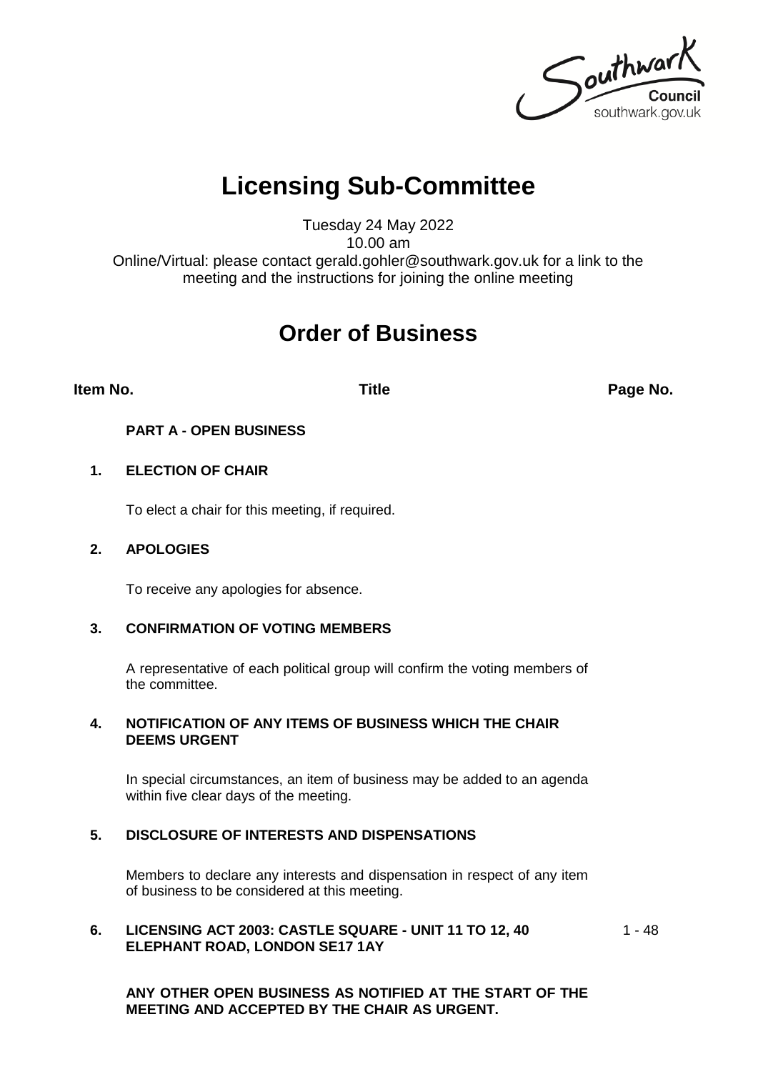# Licensing Sub-Committee

Tuesday 24 May 2022
10.00 am
Online/Virtual: please contact gerald.gohler@southwark.gov.uk for a link to the meeting and the instructions for joining the online meeting

## Order of Business

| Item No. | Title | Page No. |
|---|---|---|
| | **PART A - OPEN BUSINESS** | |
| **1.** | **ELECTION OF CHAIR**<br><br>To elect a chair for this meeting, if required. | |
| **2.** | **APOLOGIES**<br><br>To receive any apologies for absence. | |
| **3.** | **CONFIRMATION OF VOTING MEMBERS**<br><br>A representative of each political group will confirm the voting members of the committee. | |
| **4.** | **NOTIFICATION OF ANY ITEMS OF BUSINESS WHICH THE CHAIR DEEMS URGENT**<br><br>In special circumstances, an item of business may be added to an agenda within five clear days of the meeting. | |
| **5.** | **DISCLOSURE OF INTERESTS AND DISPENSATIONS**<br><br>Members to declare any interests and dispensation in respect of any item of business to be considered at this meeting. | |
| **6.** | **LICENSING ACT 2003: CASTLE SQUARE - UNIT 11 TO 12, 40 ELEPHANT ROAD, LONDON SE17 1AY** | 1 - 48 |
| | **ANY OTHER OPEN BUSINESS AS NOTIFIED AT THE START OF THE MEETING AND ACCEPTED BY THE CHAIR AS URGENT.** | |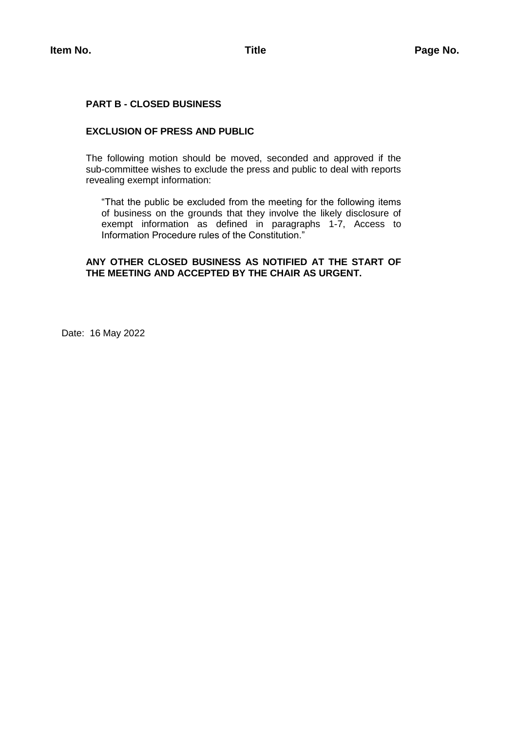| Item No. | Title | Page No. |
|---|---|---|

**PART B - CLOSED BUSINESS**

**EXCLUSION OF PRESS AND PUBLIC**

The following motion should be moved, seconded and approved if the sub-committee wishes to exclude the press and public to deal with reports revealing exempt information:

> "That the public be excluded from the meeting for the following items of business on the grounds that they involve the likely disclosure of exempt information as defined in paragraphs 1-7, Access to Information Procedure rules of the Constitution."

**ANY OTHER CLOSED BUSINESS AS NOTIFIED AT THE START OF THE MEETING AND ACCEPTED BY THE CHAIR AS URGENT.**

Date: 16 May 2022